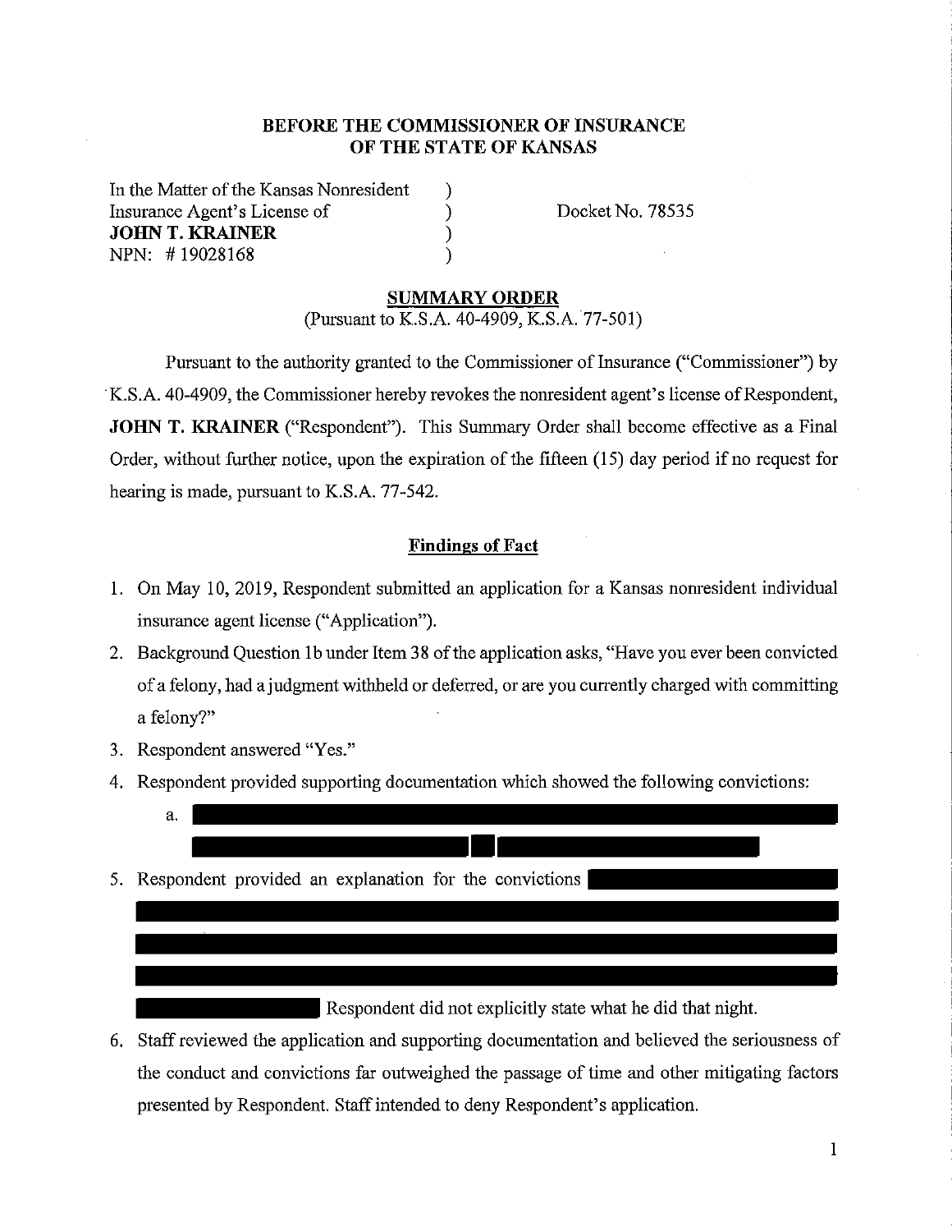**BEFORE THE COMMISSIONER OF INSURANCE**
**OF THE STATE OF KANSAS**

In the Matter of the Kansas Nonresident )
Insurance Agent's License of )
**JOHN T. KRAINER** )
NPN: # 19028168 )

Docket No. 78535

**SUMMARY ORDER**
(Pursuant to K.S.A. 40-4909, K.S.A. 77-501)

Pursuant to the authority granted to the Commissioner of Insurance ("Commissioner") by K.S.A. 40-4909, the Commissioner hereby revokes the nonresident agent's license of Respondent, **JOHN T. KRAINER** ("Respondent"). This Summary Order shall become effective as a Final Order, without further notice, upon the expiration of the fifteen (15) day period if no request for hearing is made, pursuant to K.S.A. 77-542.

**Findings of Fact**

1. On May 10, 2019, Respondent submitted an application for a Kansas nonresident individual insurance agent license ("Application").
2. Background Question 1b under Item 38 of the application asks, "Have you ever been convicted of a felony, had a judgment withheld or deferred, or are you currently charged with committing a felony?"
3. Respondent answered "Yes."
4. Respondent provided supporting documentation which showed the following convictions:
   a. [REDACTED]
5. Respondent provided an explanation for the convictions [REDACTED] Respondent did not explicitly state what he did that night.
6. Staff reviewed the application and supporting documentation and believed the seriousness of the conduct and convictions far outweighed the passage of time and other mitigating factors presented by Respondent. Staff intended to deny Respondent's application.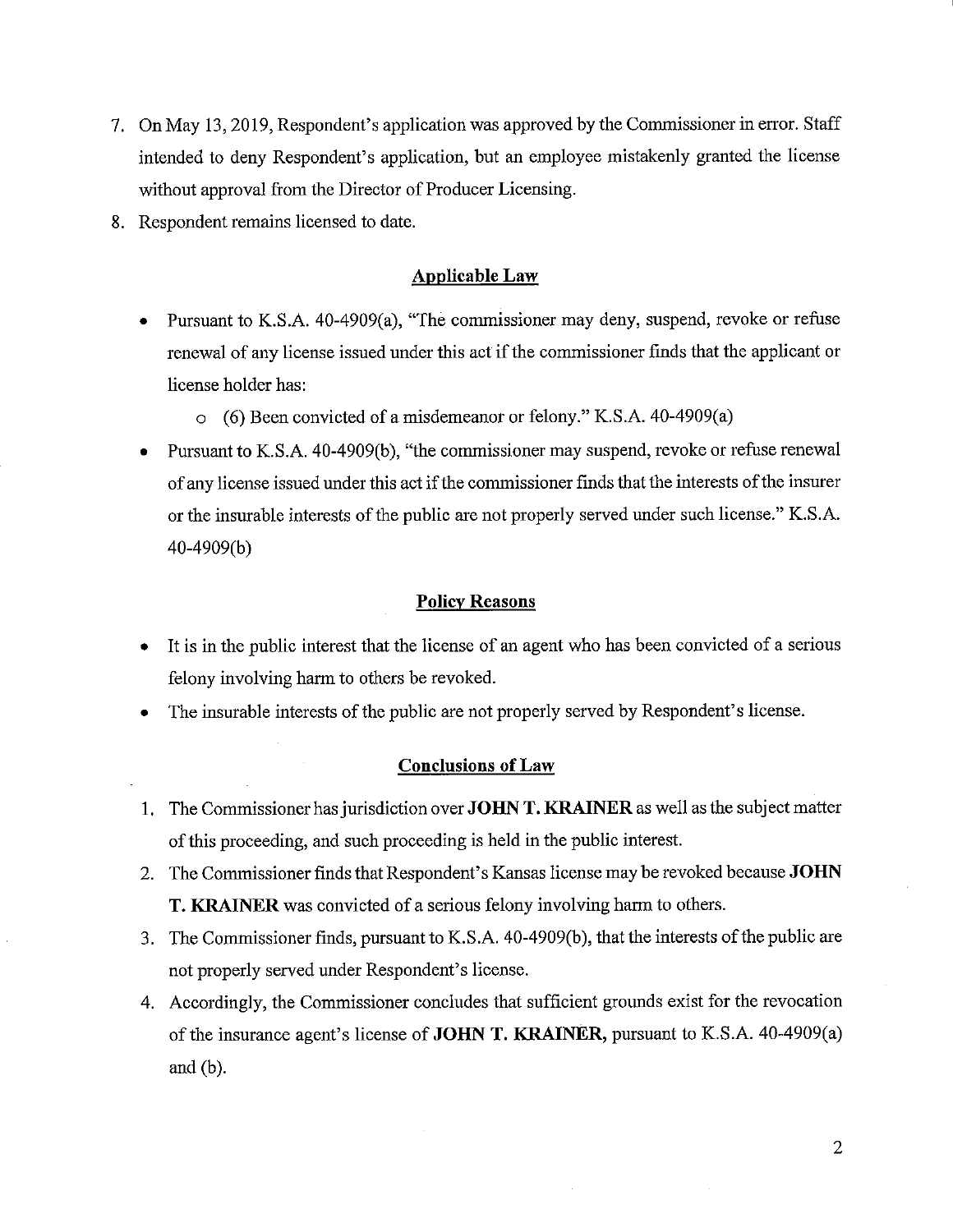7. On May 13, 2019, Respondent's application was approved by the Commissioner in error. Staff intended to deny Respondent's application, but an employee mistakenly granted the license without approval from the Director of Producer Licensing.
8. Respondent remains licensed to date.

## Applicable Law

- Pursuant to K.S.A. 40-4909(a), "The commissioner may deny, suspend, revoke or refuse renewal of any license issued under this act if the commissioner finds that the applicant or license holder has:
  - (6) Been convicted of a misdemeanor or felony." K.S.A. 40-4909(a)
- Pursuant to K.S.A. 40-4909(b), "the commissioner may suspend, revoke or refuse renewal of any license issued under this act if the commissioner finds that the interests of the insurer or the insurable interests of the public are not properly served under such license." K.S.A. 40-4909(b)

## Policy Reasons

- It is in the public interest that the license of an agent who has been convicted of a serious felony involving harm to others be revoked.
- The insurable interests of the public are not properly served by Respondent's license.

## Conclusions of Law

1. The Commissioner has jurisdiction over **JOHN T. KRAINER** as well as the subject matter of this proceeding, and such proceeding is held in the public interest.
2. The Commissioner finds that Respondent's Kansas license may be revoked because **JOHN T. KRAINER** was convicted of a serious felony involving harm to others.
3. The Commissioner finds, pursuant to K.S.A. 40-4909(b), that the interests of the public are not properly served under Respondent's license.
4. Accordingly, the Commissioner concludes that sufficient grounds exist for the revocation of the insurance agent's license of **JOHN T. KRAINER,** pursuant to K.S.A. 40-4909(a) and (b).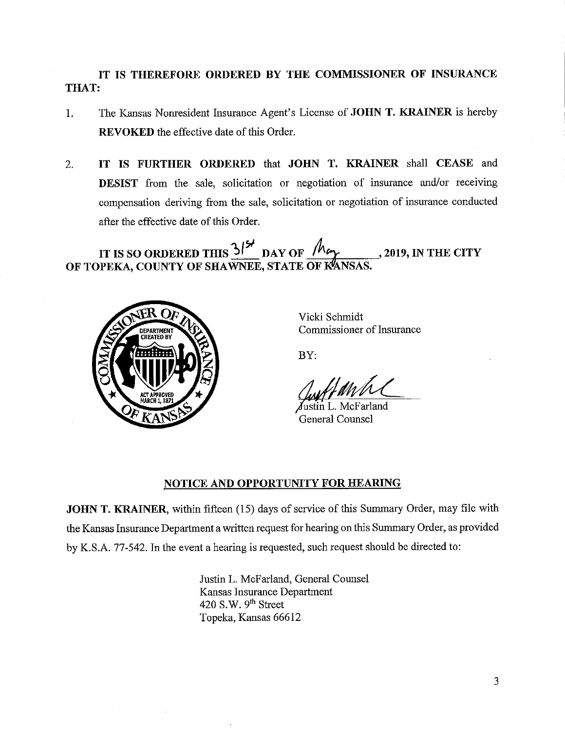**IT IS THEREFORE ORDERED BY THE COMMISSIONER OF INSURANCE THAT:**

1. The Kansas Nonresident Insurance Agent's License of **JOHN T. KRAINER** is hereby **REVOKED** the effective date of this Order.

2. **IT IS FURTHER ORDERED** that **JOHN T. KRAINER** shall **CEASE** and **DESIST** from the sale, solicitation or negotiation of insurance and/or receiving compensation deriving from the sale, solicitation or negotiation of insurance conducted after the effective date of this Order.

**IT IS SO ORDERED THIS 31st DAY OF May, 2019, IN THE CITY OF TOPEKA, COUNTY OF SHAWNEE, STATE OF KANSAS.**

Vicki Schmidt
Commissioner of Insurance

BY:

Justin L. McFarland
General Counsel

## NOTICE AND OPPORTUNITY FOR HEARING

**JOHN T. KRAINER**, within fifteen (15) days of service of this Summary Order, may file with the Kansas Insurance Department a written request for hearing on this Summary Order, as provided by K.S.A. 77-542. In the event a hearing is requested, such request should be directed to:

Justin L. McFarland, General Counsel
Kansas Insurance Department
420 S.W. 9th Street
Topeka, Kansas 66612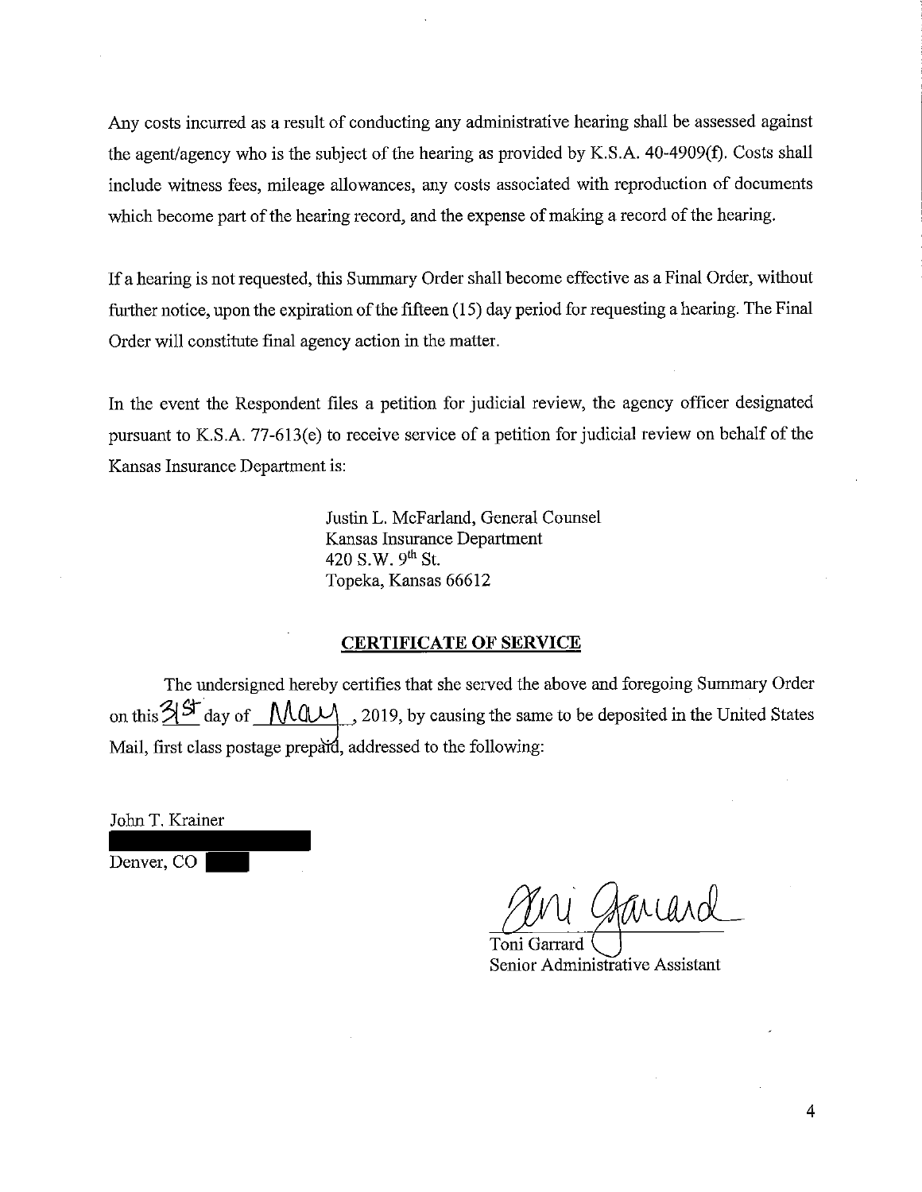Any costs incurred as a result of conducting any administrative hearing shall be assessed against the agent/agency who is the subject of the hearing as provided by K.S.A. 40-4909(f). Costs shall include witness fees, mileage allowances, any costs associated with reproduction of documents which become part of the hearing record, and the expense of making a record of the hearing.

If a hearing is not requested, this Summary Order shall become effective as a Final Order, without further notice, upon the expiration of the fifteen (15) day period for requesting a hearing. The Final Order will constitute final agency action in the matter.

In the event the Respondent files a petition for judicial review, the agency officer designated pursuant to K.S.A. 77-613(e) to receive service of a petition for judicial review on behalf of the Kansas Insurance Department is:

> Justin L. McFarland, General Counsel
> Kansas Insurance Department
> 420 S.W. 9th St.
> Topeka, Kansas 66612

## CERTIFICATE OF SERVICE

The undersigned hereby certifies that she served the above and foregoing Summary Order on this 31st day of May, 2019, by causing the same to be deposited in the United States Mail, first class postage prepaid, addressed to the following:

John T. Krainer
[REDACTED]
Denver, CO [REDACTED]

Toni Garrard
Senior Administrative Assistant